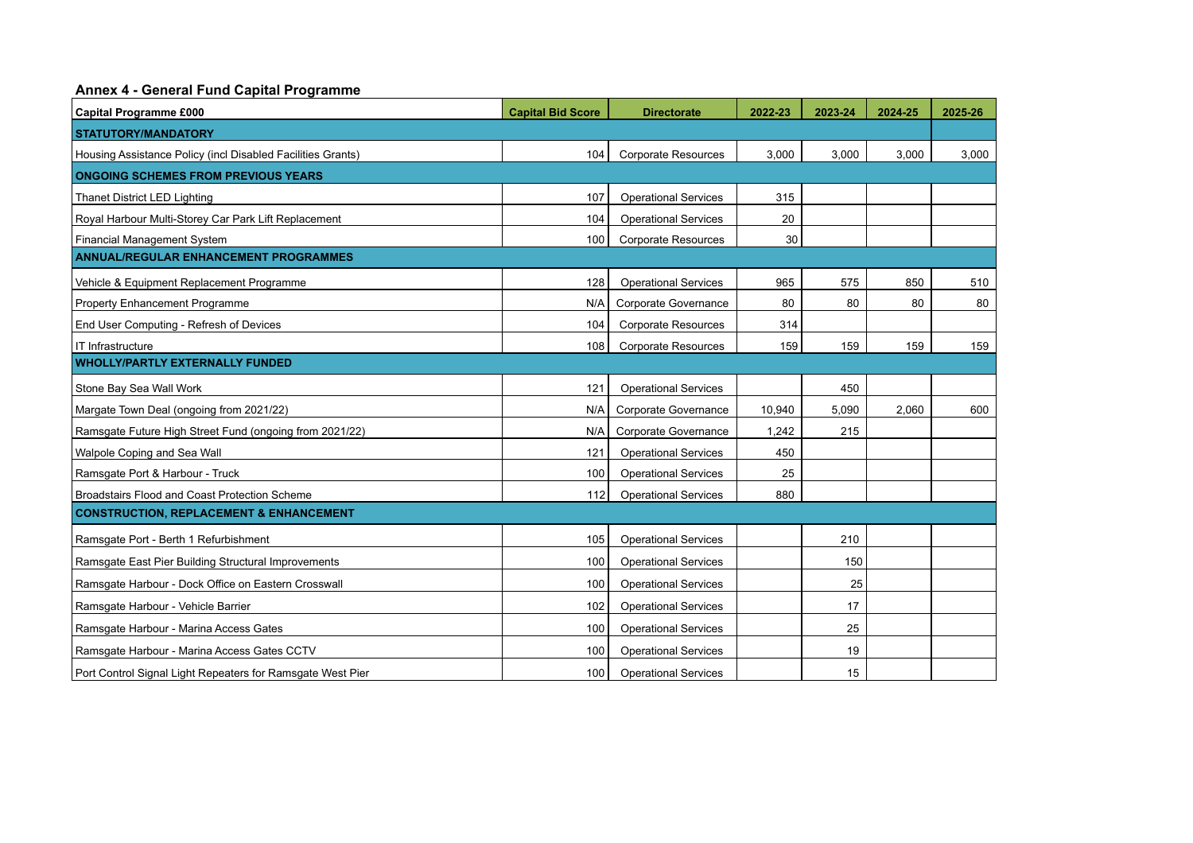## Annex 4 - General Fund Capital Programme

| Capital Programme £000 | Capital Bid Score | Directorate | 2022-23 | 2023-24 | 2024-25 | 2025-26 |
|---|---|---|---|---|---|---|
| **STATUTORY/MANDATORY** | | | | | | |
| Housing Assistance Policy (incl Disabled Facilities Grants) | 104 | Corporate Resources | 3,000 | 3,000 | 3,000 | 3,000 |
| **ONGOING SCHEMES FROM PREVIOUS YEARS** | | | | | | |
| Thanet District LED Lighting | 107 | Operational Services | 315 | | | |
| Royal Harbour Multi-Storey Car Park Lift Replacement | 104 | Operational Services | 20 | | | |
| Financial Management System | 100 | Corporate Resources | 30 | | | |
| **ANNUAL/REGULAR ENHANCEMENT PROGRAMMES** | | | | | | |
| Vehicle & Equipment Replacement Programme | 128 | Operational Services | 965 | 575 | 850 | 510 |
| Property Enhancement Programme | N/A | Corporate Governance | 80 | 80 | 80 | 80 |
| End User Computing - Refresh of Devices | 104 | Corporate Resources | 314 | | | |
| IT Infrastructure | 108 | Corporate Resources | 159 | 159 | 159 | 159 |
| **WHOLLY/PARTLY EXTERNALLY FUNDED** | | | | | | |
| Stone Bay Sea Wall Work | 121 | Operational Services | | 450 | | |
| Margate Town Deal (ongoing from 2021/22) | N/A | Corporate Governance | 10,940 | 5,090 | 2,060 | 600 |
| Ramsgate Future High Street Fund (ongoing from 2021/22) | N/A | Corporate Governance | 1,242 | 215 | | |
| Walpole Coping and Sea Wall | 121 | Operational Services | 450 | | | |
| Ramsgate Port & Harbour - Truck | 100 | Operational Services | 25 | | | |
| Broadstairs Flood and Coast Protection Scheme | 112 | Operational Services | 880 | | | |
| **CONSTRUCTION, REPLACEMENT & ENHANCEMENT** | | | | | | |
| Ramsgate Port - Berth 1 Refurbishment | 105 | Operational Services | | 210 | | |
| Ramsgate East Pier Building Structural Improvements | 100 | Operational Services | | 150 | | |
| Ramsgate Harbour - Dock Office on Eastern Crosswall | 100 | Operational Services | | 25 | | |
| Ramsgate Harbour - Vehicle Barrier | 102 | Operational Services | | 17 | | |
| Ramsgate Harbour - Marina Access Gates | 100 | Operational Services | | 25 | | |
| Ramsgate Harbour - Marina Access Gates CCTV | 100 | Operational Services | | 19 | | |
| Port Control Signal Light Repeaters for Ramsgate West Pier | 100 | Operational Services | | 15 | | |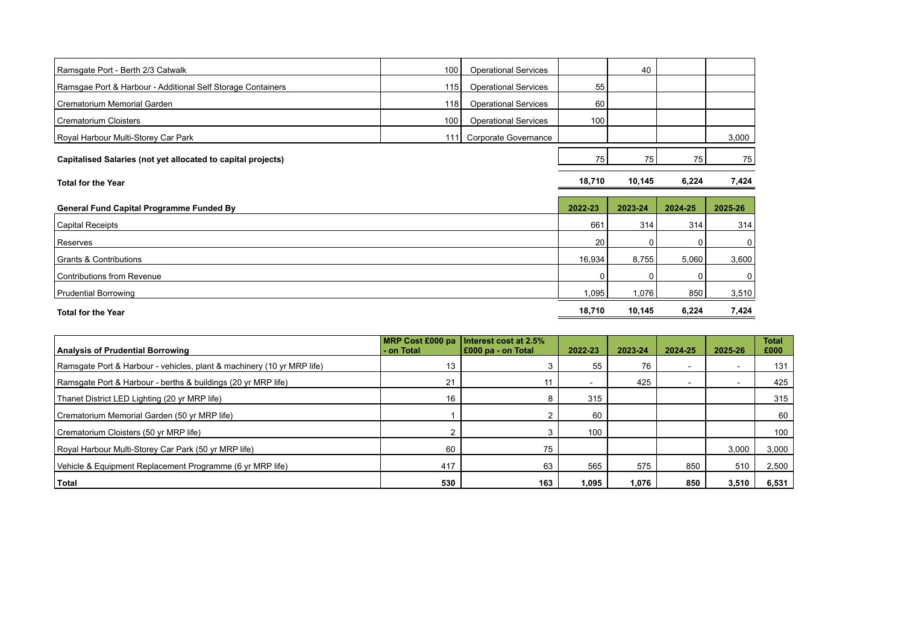| | | | | | | |
|---|---|---|---|---|---|---|
| Ramsgate Port - Berth 2/3 Catwalk | 100 | Operational Services | | 40 | | |
| Ramsgae Port & Harbour - Additional Self Storage Containers | 115 | Operational Services | 55 | | | |
| Crematorium Memorial Garden | 118 | Operational Services | 60 | | | |
| Crematorium Cloisters | 100 | Operational Services | 100 | | | |
| Royal Harbour Multi-Storey Car Park | 111 | Corporate Governance | | | | 3,000 |
| **Capitalised Salaries (not yet allocated to capital projects)** | | | 75 | 75 | 75 | 75 |
| **Total for the Year** | | | **18,710** | **10,145** | **6,224** | **7,424** |

| **General Fund Capital Programme Funded By** | **2022-23** | **2023-24** | **2024-25** | **2025-26** |
|---|---|---|---|---|
| Capital Receipts | 661 | 314 | 314 | 314 |
| Reserves | 20 | 0 | 0 | 0 |
| Grants & Contributions | 16,934 | 8,755 | 5,060 | 3,600 |
| Contributions from Revenue | 0 | 0 | 0 | 0 |
| Prudential Borrowing | 1,095 | 1,076 | 850 | 3,510 |
| **Total for the Year** | **18,710** | **10,145** | **6,224** | **7,424** |

| **Analysis of Prudential Borrowing** | **MRP Cost £000 pa - on Total** | **Interest cost at 2.5% £000 pa - on Total** | **2022-23** | **2023-24** | **2024-25** | **2025-26** | **Total £000** |
|---|---|---|---|---|---|---|---|
| Ramsgate Port & Harbour - vehicles, plant & machinery (10 yr MRP life) | 13 | 3 | 55 | 76 | - | - | 131 |
| Ramsgate Port & Harbour - berths & buildings (20 yr MRP life) | 21 | 11 | - | 425 | - | - | 425 |
| Thanet District LED Lighting (20 yr MRP life) | 16 | 8 | 315 | | | | 315 |
| Crematorium Memorial Garden (50 yr MRP life) | 1 | 2 | 60 | | | | 60 |
| Crematorium Cloisters (50 yr MRP life) | 2 | 3 | 100 | | | | 100 |
| Royal Harbour Multi-Storey Car Park (50 yr MRP life) | 60 | 75 | | | | 3,000 | 3,000 |
| Vehicle & Equipment Replacement Programme (6 yr MRP life) | 417 | 63 | 565 | 575 | 850 | 510 | 2,500 |
| **Total** | **530** | **163** | **1,095** | **1,076** | **850** | **3,510** | **6,531** |